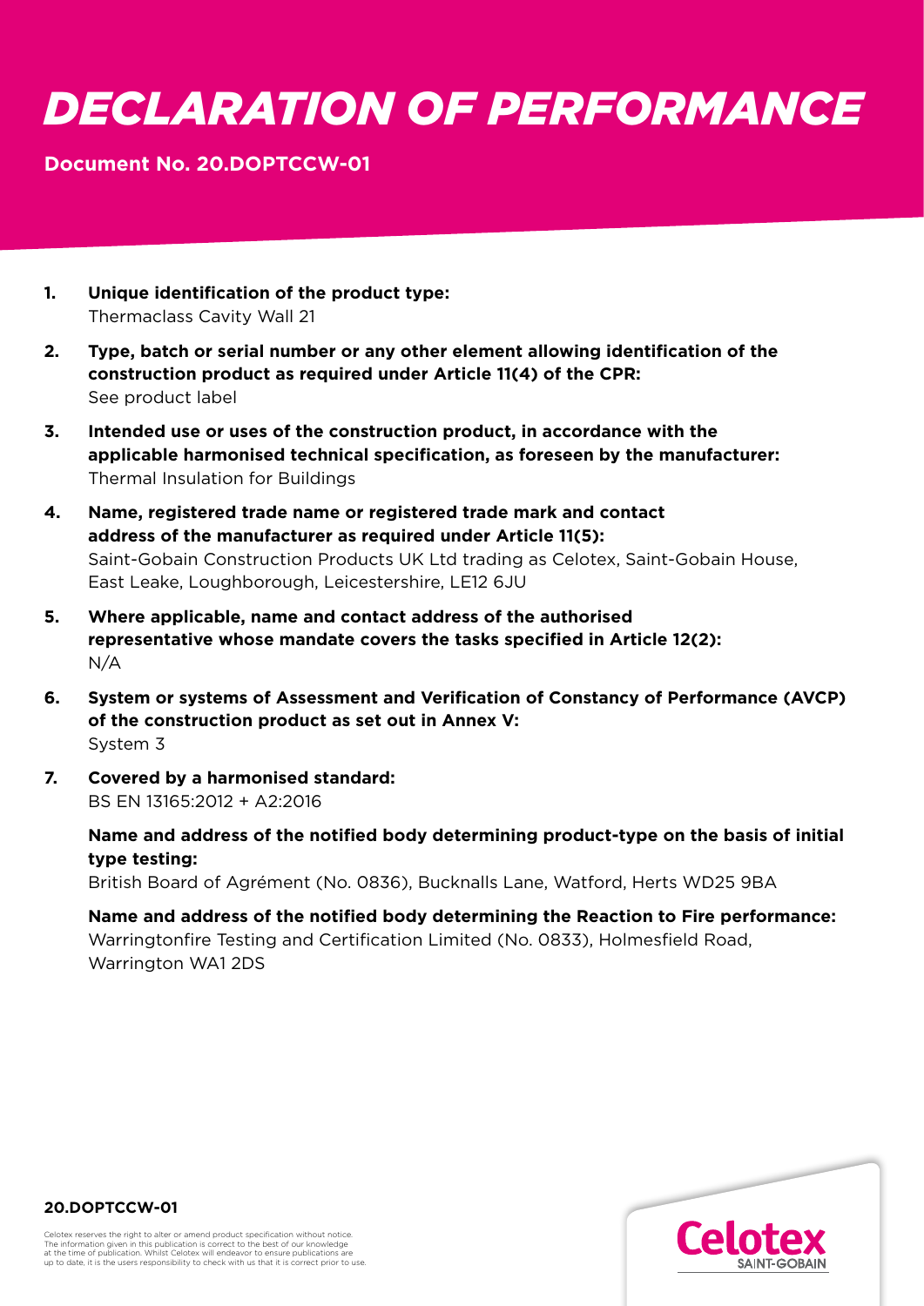# DECLARATION OF PERFORMANCE

**Document No. 20.DOPTCCW-01**

1. **Unique identification of the product type:**
   Thermaclass Cavity Wall 21

2. **Type, batch or serial number or any other element allowing identification of the construction product as required under Article 11(4) of the CPR:**
   See product label

3. **Intended use or uses of the construction product, in accordance with the applicable harmonised technical specification, as foreseen by the manufacturer:**
   Thermal Insulation for Buildings

4. **Name, registered trade name or registered trade mark and contact address of the manufacturer as required under Article 11(5):**
   Saint-Gobain Construction Products UK Ltd trading as Celotex, Saint-Gobain House, East Leake, Loughborough, Leicestershire, LE12 6JU

5. **Where applicable, name and contact address of the authorised representative whose mandate covers the tasks specified in Article 12(2):**
   N/A

6. **System or systems of Assessment and Verification of Constancy of Performance (AVCP) of the construction product as set out in Annex V:**
   System 3

7. **Covered by a harmonised standard:**
   BS EN 13165:2012 + A2:2016

   **Name and address of the notified body determining product-type on the basis of initial type testing:**
   British Board of Agrément (No. 0836), Bucknalls Lane, Watford, Herts WD25 9BA

   **Name and address of the notified body determining the Reaction to Fire performance:**
   Warringtonfire Testing and Certification Limited (No. 0833), Holmesfield Road, Warrington WA1 2DS

**20.DOPTCCW-01**

Celotex reserves the right to alter or amend product specification without notice. The information given in this publication is correct to the best of our knowledge at the time of publication. Whilst Celotex will endeavor to ensure publications are up to date, it is the users responsibility to check with us that it is correct prior to use.

Celotex SAINT-GOBAIN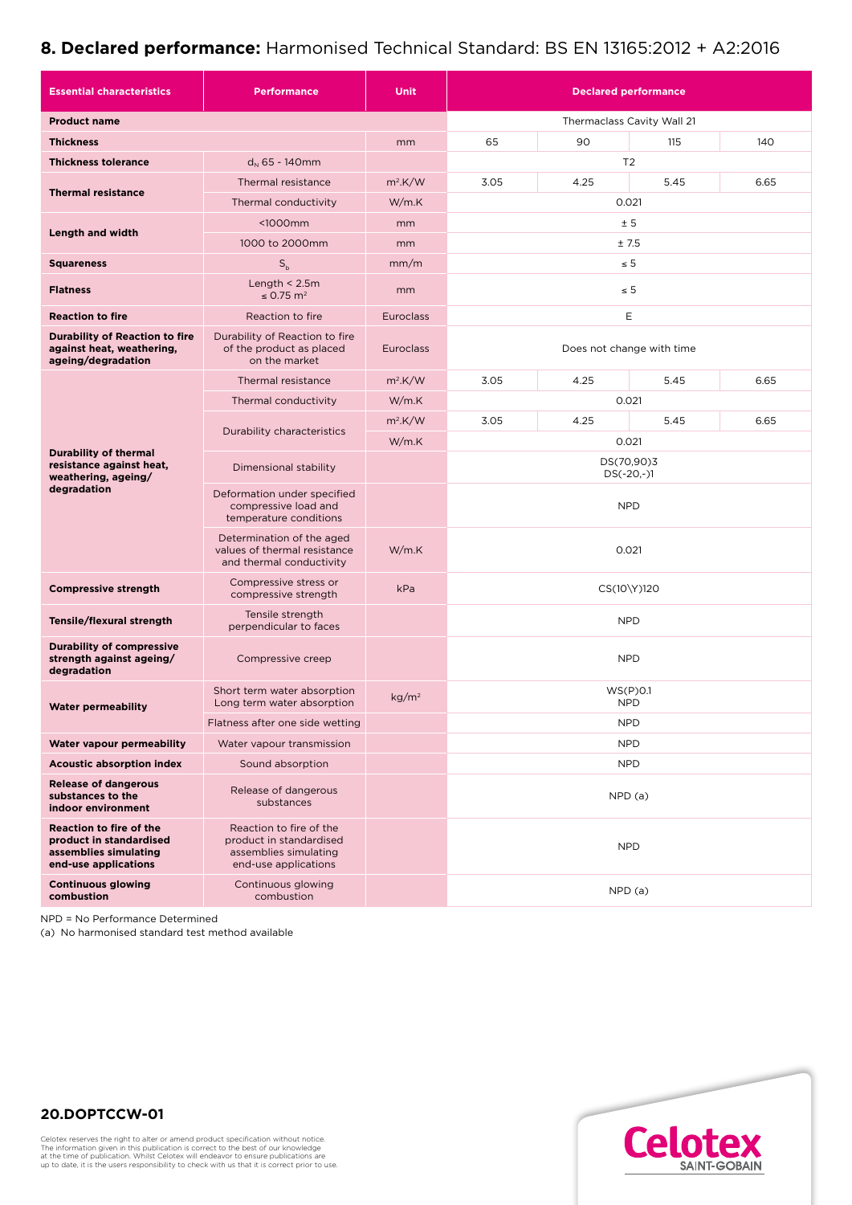## **8. Declared performance:** Harmonised Technical Standard: BS EN 13165:2012 + A2:2016

| Essential characteristics | Performance | Unit | Declared performance | | | |
|---|---|---|---|---|---|---|
| **Product name** | | | Thermaclass Cavity Wall 21 | | | |
| **Thickness** | | mm | 65 | 90 | 115 | 140 |
| **Thickness tolerance** | $d_N$ 65 - 140mm | | T2 | | | |
| **Thermal resistance** | Thermal resistance | m².K/W | 3.05 | 4.25 | 5.45 | 6.65 |
| | Thermal conductivity | W/m.K | 0.021 | | | |
| **Length and width** | <1000mm | mm | ± 5 | | | |
| | 1000 to 2000mm | mm | ± 7.5 | | | |
| **Squareness** | $S_b$ | mm/m | ≤ 5 | | | |
| **Flatness** | Length < 2.5m ≤ 0.75 m² | mm | ≤ 5 | | | |
| **Reaction to fire** | Reaction to fire | Euroclass | E | | | |
| **Durability of Reaction to fire against heat, weathering, ageing/degradation** | Durability of Reaction to fire of the product as placed on the market | Euroclass | Does not change with time | | | |
| **Durability of thermal resistance against heat, weathering, ageing/ degradation** | Thermal resistance | m².K/W | 3.05 | 4.25 | 5.45 | 6.65 |
| | Thermal conductivity | W/m.K | 0.021 | | | |
| | Durability characteristics | m².K/W | 3.05 | 4.25 | 5.45 | 6.65 |
| | | W/m.K | 0.021 | | | |
| | Dimensional stability | | DS(70,90)3 DS(-20,-)1 | | | |
| | Deformation under specified compressive load and temperature conditions | | NPD | | | |
| | Determination of the aged values of thermal resistance and thermal conductivity | W/m.K | 0.021 | | | |
| **Compressive strength** | Compressive stress or compressive strength | kPa | CS(10\Y)120 | | | |
| **Tensile/flexural strength** | Tensile strength perpendicular to faces | | NPD | | | |
| **Durability of compressive strength against ageing/ degradation** | Compressive creep | | NPD | | | |
| **Water permeability** | Short term water absorption Long term water absorption | kg/m² | WS(P)0.1 NPD | | | |
| | Flatness after one side wetting | | NPD | | | |
| **Water vapour permeability** | Water vapour transmission | | NPD | | | |
| **Acoustic absorption index** | Sound absorption | | NPD | | | |
| **Release of dangerous substances to the indoor environment** | Release of dangerous substances | | NPD (a) | | | |
| **Reaction to fire of the product in standardised assemblies simulating end-use applications** | Reaction to fire of the product in standardised assemblies simulating end-use applications | | NPD | | | |
| **Continuous glowing combustion** | Continuous glowing combustion | | NPD (a) | | | |

NPD = No Performance Determined

(a) No harmonised standard test method available

**20.DOPTCCW-01**

Celotex reserves the right to alter or amend product specification without notice. The information given in this publication is correct to the best of our knowledge at the time of publication. Whilst Celotex will endeavor to ensure publications are up to date, it is the users responsibility to check with us that it is correct prior to use.

Celotex SAINT-GOBAIN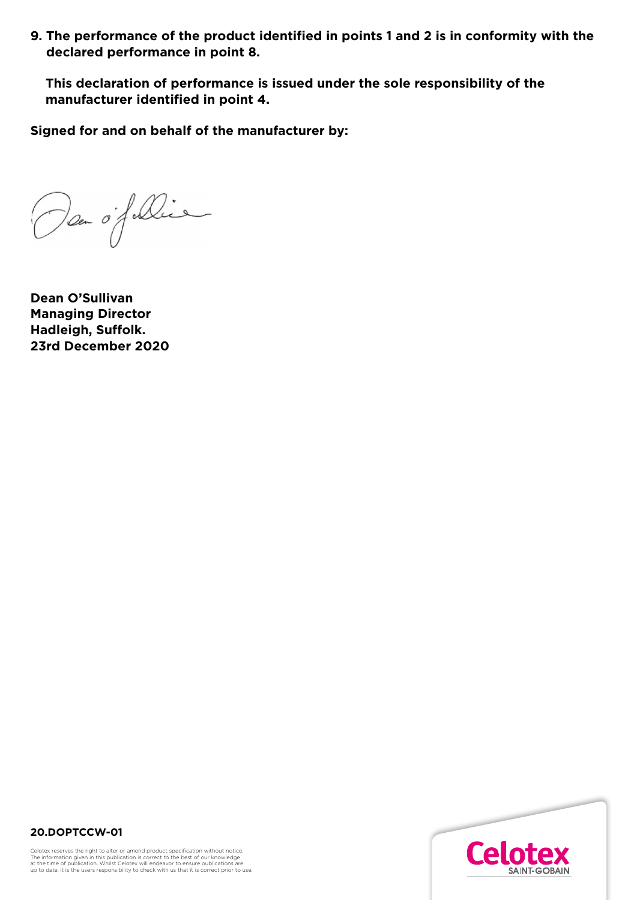**9. The performance of the product identified in points 1 and 2 is in conformity with the declared performance in point 8.**

**This declaration of performance is issued under the sole responsibility of the manufacturer identified in point 4.**

**Signed for and on behalf of the manufacturer by:**

**Dean O'Sullivan**
**Managing Director**
**Hadleigh, Suffolk.**
**23rd December 2020**

**20.DOPTCCW-01**

Celotex reserves the right to alter or amend product specification without notice. The information given in this publication is correct to the best of our knowledge at the time of publication. Whilst Celotex will endeavor to ensure publications are up to date, it is the users responsibility to check with us that it is correct prior to use.

Celotex
SAINT-GOBAIN